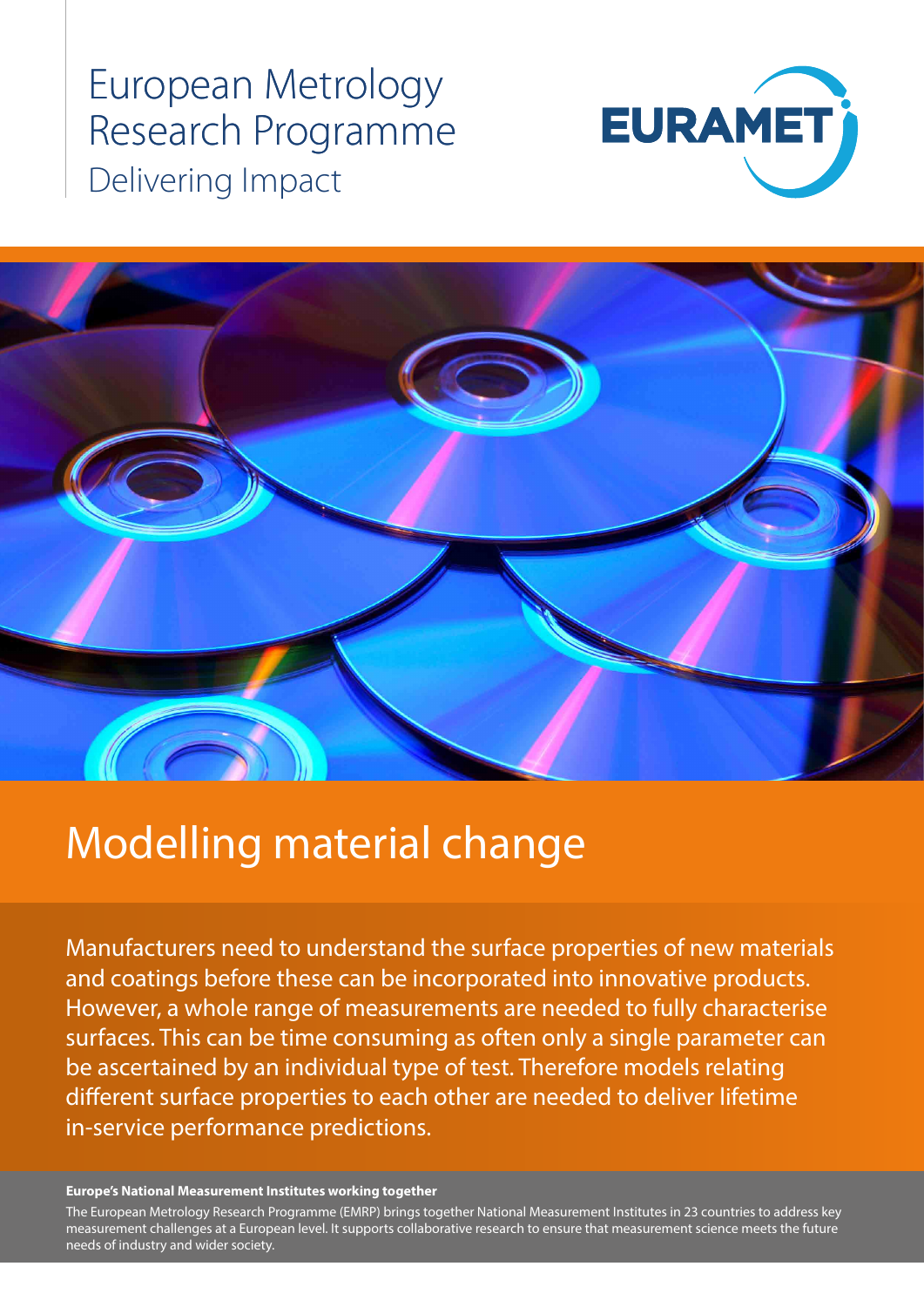European Metrology Research Programme

Delivering Impact

EURAMET

# Modelling material change

Manufacturers need to understand the surface properties of new materials and coatings before these can be incorporated into innovative products. However, a whole range of measurements are needed to fully characterise surfaces. This can be time consuming as often only a single parameter can be ascertained by an individual type of test. Therefore models relating different surface properties to each other are needed to deliver lifetime in-service performance predictions.

**Europe's National Measurement Institutes working together**

The European Metrology Research Programme (EMRP) brings together National Measurement Institutes in 23 countries to address key measurement challenges at a European level. It supports collaborative research to ensure that measurement science meets the future needs of industry and wider society.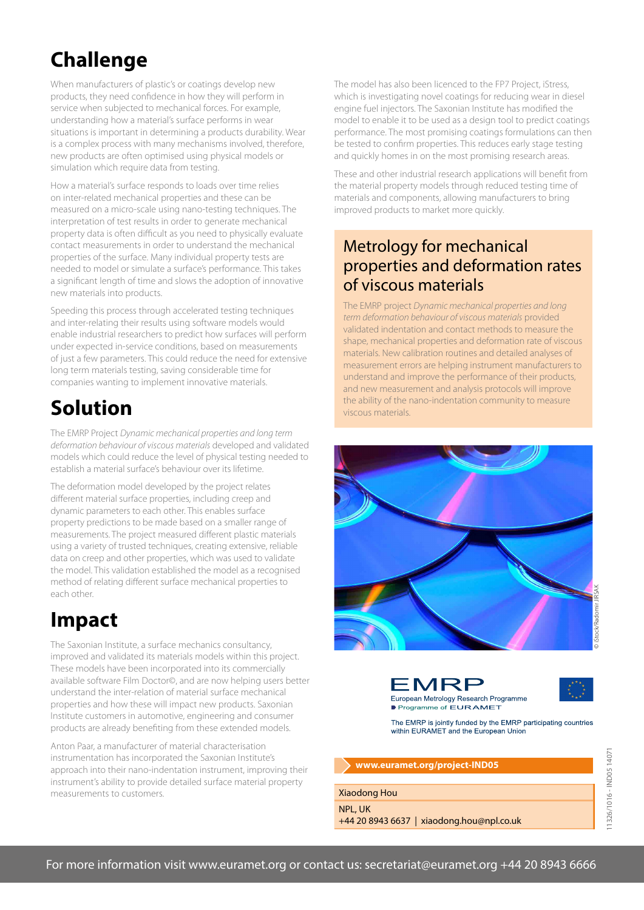# Challenge

When manufacturers of plastic's or coatings develop new products, they need confidence in how they will perform in service when subjected to mechanical forces. For example, understanding how a material's surface performs in wear situations is important in determining a products durability. Wear is a complex process with many mechanisms involved, therefore, new products are often optimised using physical models or simulation which require data from testing.

How a material's surface responds to loads over time relies on inter-related mechanical properties and these can be measured on a micro-scale using nano-testing techniques. The interpretation of test results in order to generate mechanical property data is often difficult as you need to physically evaluate contact measurements in order to understand the mechanical properties of the surface. Many individual property tests are needed to model or simulate a surface's performance. This takes a significant length of time and slows the adoption of innovative new materials into products.

Speeding this process through accelerated testing techniques and inter-relating their results using software models would enable industrial researchers to predict how surfaces will perform under expected in-service conditions, based on measurements of just a few parameters. This could reduce the need for extensive long term materials testing, saving considerable time for companies wanting to implement innovative materials.

# Solution

The EMRP Project *Dynamic mechanical properties and long term deformation behaviour of viscous materials* developed and validated models which could reduce the level of physical testing needed to establish a material surface's behaviour over its lifetime.

The deformation model developed by the project relates different material surface properties, including creep and dynamic parameters to each other. This enables surface property predictions to be made based on a smaller range of measurements. The project measured different plastic materials using a variety of trusted techniques, creating extensive, reliable data on creep and other properties, which was used to validate the model. This validation established the model as a recognised method of relating different surface mechanical properties to each other.

# Impact

The Saxonian Institute, a surface mechanics consultancy, improved and validated its materials models within this project. These models have been incorporated into its commercially available software Film Doctor©, and are now helping users better understand the inter-relation of material surface mechanical properties and how these will impact new products. Saxonian Institute customers in automotive, engineering and consumer products are already benefiting from these extended models.

Anton Paar, a manufacturer of material characterisation instrumentation has incorporated the Saxonian Institute's approach into their nano-indentation instrument, improving their instrument's ability to provide detailed surface material property measurements to customers.

The model has also been licenced to the FP7 Project, iStress, which is investigating novel coatings for reducing wear in diesel engine fuel injectors. The Saxonian Institute has modified the model to enable it to be used as a design tool to predict coatings performance. The most promising coatings formulations can then be tested to confirm properties. This reduces early stage testing and quickly homes in on the most promising research areas.

These and other industrial research applications will benefit from the material property models through reduced testing time of materials and components, allowing manufacturers to bring improved products to market more quickly.

## Metrology for mechanical properties and deformation rates of viscous materials

The EMRP project *Dynamic mechanical properties and long term deformation behaviour of viscous materials* provided validated indentation and contact methods to measure the shape, mechanical properties and deformation rate of viscous materials. New calibration routines and detailed analyses of measurement errors are helping instrument manufacturers to understand and improve the performance of their products, and new measurement and analysis protocols will improve the ability of the nano-indentation community to measure viscous materials.

© iStock/Radomir JIRSAK

EMRP
European Metrology Research Programme
Programme of EURAMET

The EMRP is jointly funded by the EMRP participating countries within EURAMET and the European Union

**www.euramet.org/project-IND05**

Xiaodong Hou
NPL, UK
+44 20 8943 6637 | xiaodong.hou@npl.co.uk

11326/1016 - IND05 14071

For more information visit www.euramet.org or contact us: secretariat@euramet.org +44 20 8943 6666